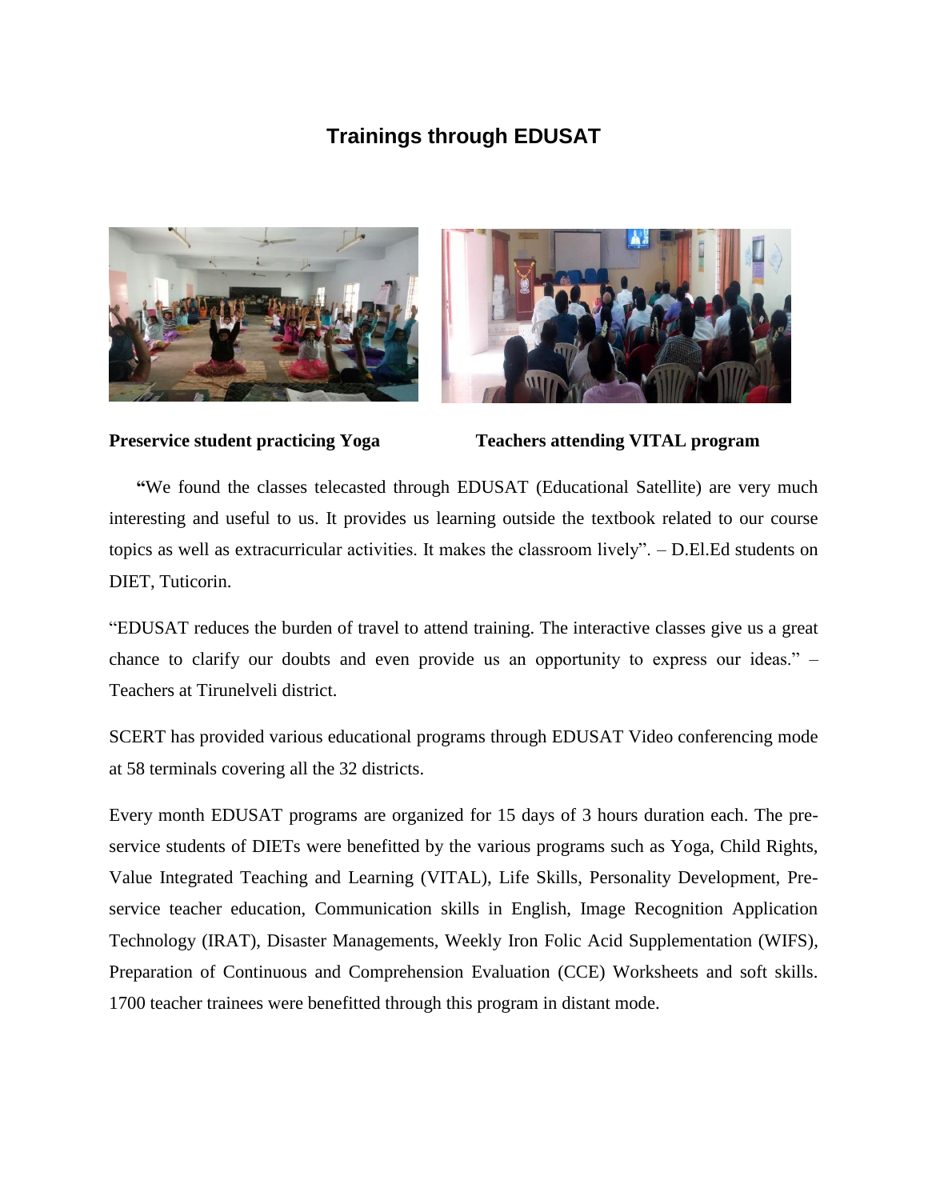# Trainings through EDUSAT

**Preservice student practicing Yoga**

**Teachers attending VITAL program**

**"**We found the classes telecasted through EDUSAT (Educational Satellite) are very much interesting and useful to us. It provides us learning outside the textbook related to our course topics as well as extracurricular activities. It makes the classroom lively". – D.El.Ed students on DIET, Tuticorin.

"EDUSAT reduces the burden of travel to attend training. The interactive classes give us a great chance to clarify our doubts and even provide us an opportunity to express our ideas." – Teachers at Tirunelveli district.

SCERT has provided various educational programs through EDUSAT Video conferencing mode at 58 terminals covering all the 32 districts.

Every month EDUSAT programs are organized for 15 days of 3 hours duration each. The pre-service students of DIETs were benefitted by the various programs such as Yoga, Child Rights, Value Integrated Teaching and Learning (VITAL), Life Skills, Personality Development, Pre-service teacher education, Communication skills in English, Image Recognition Application Technology (IRAT), Disaster Managements, Weekly Iron Folic Acid Supplementation (WIFS), Preparation of Continuous and Comprehension Evaluation (CCE) Worksheets and soft skills. 1700 teacher trainees were benefitted through this program in distant mode.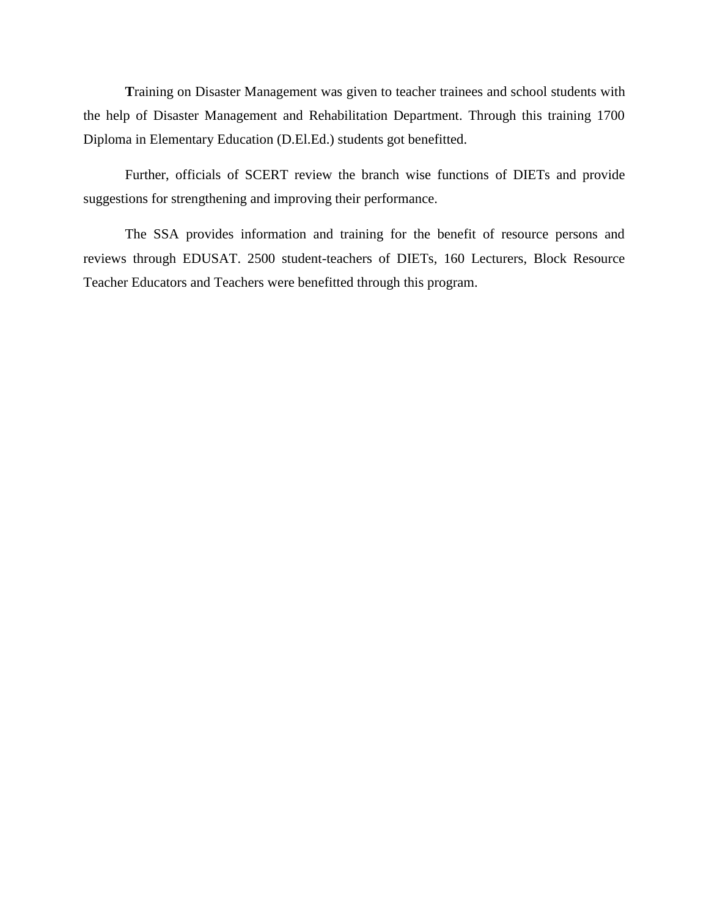**T**raining on Disaster Management was given to teacher trainees and school students with the help of Disaster Management and Rehabilitation Department. Through this training 1700 Diploma in Elementary Education (D.El.Ed.) students got benefitted.

Further, officials of SCERT review the branch wise functions of DIETs and provide suggestions for strengthening and improving their performance.

The SSA provides information and training for the benefit of resource persons and reviews through EDUSAT. 2500 student-teachers of DIETs, 160 Lecturers, Block Resource Teacher Educators and Teachers were benefitted through this program.